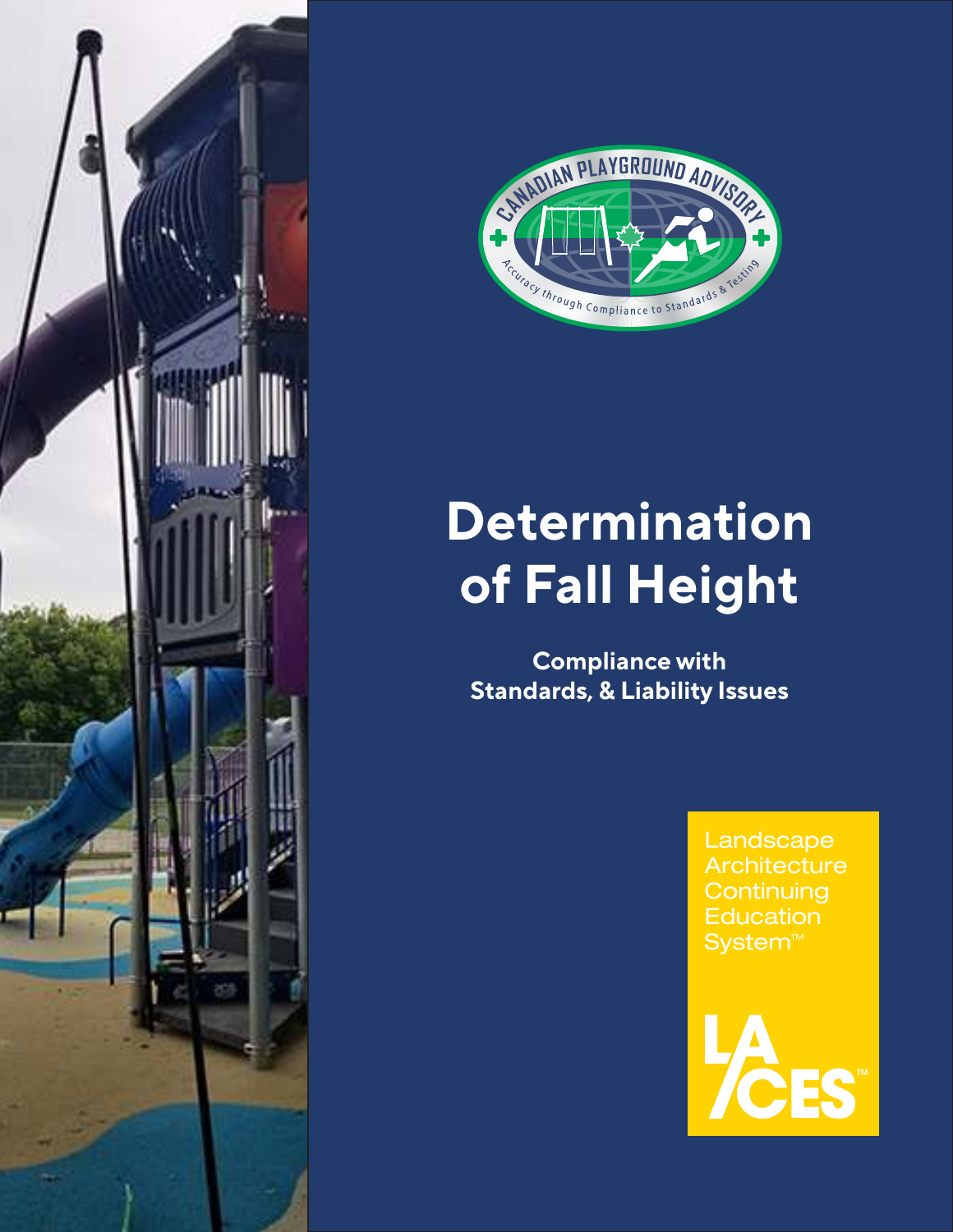# Determination of Fall Height

**Compliance with Standards, & Liability Issues**

Landscape Architecture Continuing Education System™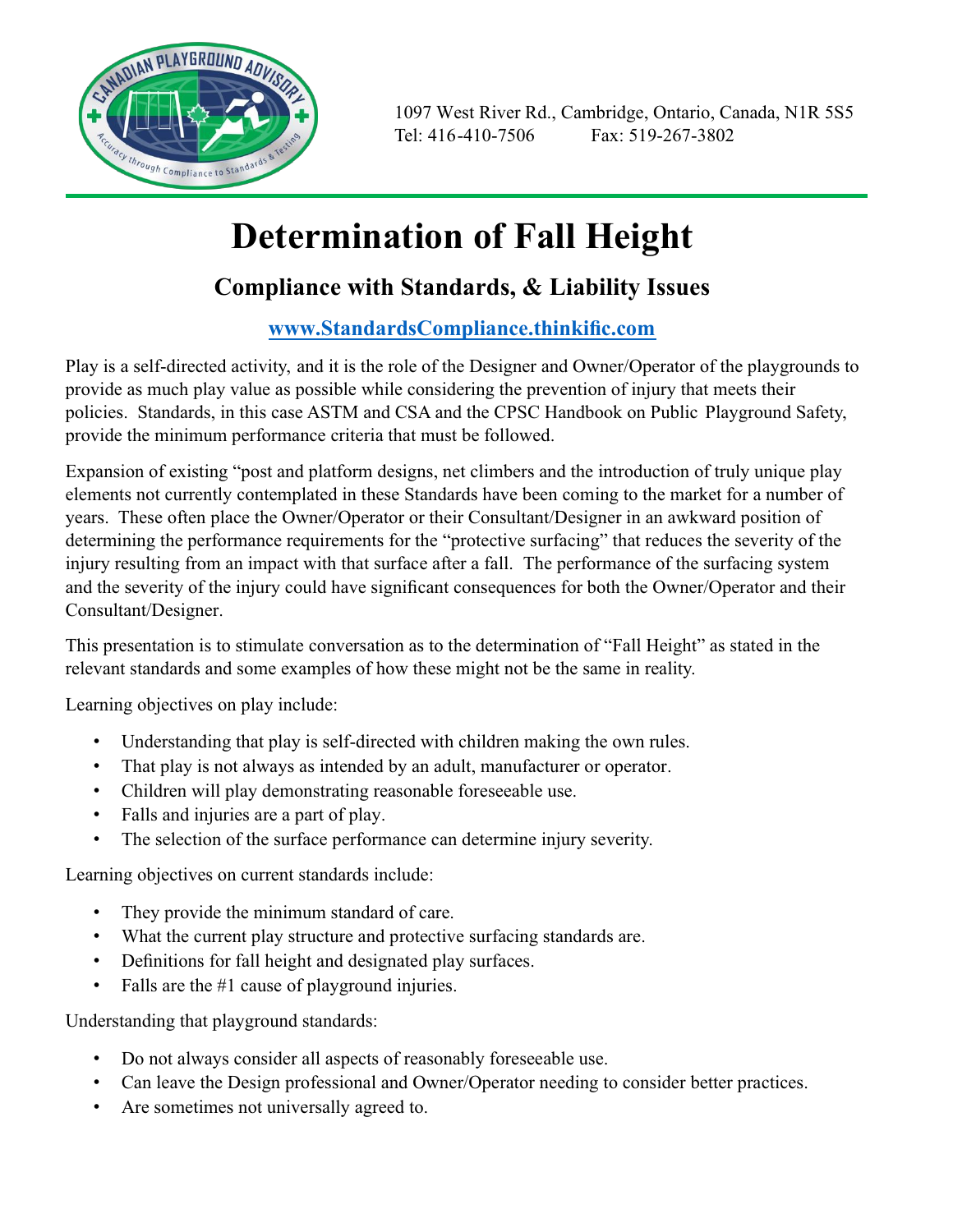1097 West River Rd., Cambridge, Ontario, Canada, N1R 5S5
Tel: 416-410-7506 Fax: 519-267-3802

# Determination of Fall Height

## Compliance with Standards, & Liability Issues

[www.StandardsCompliance.thinkific.com](http://www.StandardsCompliance.thinkific.com)

Play is a self-directed activity, and it is the role of the Designer and Owner/Operator of the playgrounds to provide as much play value as possible while considering the prevention of injury that meets their policies. Standards, in this case ASTM and CSA and the CPSC Handbook on Public Playground Safety, provide the minimum performance criteria that must be followed.

Expansion of existing "post and platform designs, net climbers and the introduction of truly unique play elements not currently contemplated in these Standards have been coming to the market for a number of years. These often place the Owner/Operator or their Consultant/Designer in an awkward position of determining the performance requirements for the "protective surfacing" that reduces the severity of the injury resulting from an impact with that surface after a fall. The performance of the surfacing system and the severity of the injury could have significant consequences for both the Owner/Operator and their Consultant/Designer.

This presentation is to stimulate conversation as to the determination of "Fall Height" as stated in the relevant standards and some examples of how these might not be the same in reality.

Learning objectives on play include:

- Understanding that play is self-directed with children making the own rules.
- That play is not always as intended by an adult, manufacturer or operator.
- Children will play demonstrating reasonable foreseeable use.
- Falls and injuries are a part of play.
- The selection of the surface performance can determine injury severity.

Learning objectives on current standards include:

- They provide the minimum standard of care.
- What the current play structure and protective surfacing standards are.
- Definitions for fall height and designated play surfaces.
- Falls are the #1 cause of playground injuries.

Understanding that playground standards:

- Do not always consider all aspects of reasonably foreseeable use.
- Can leave the Design professional and Owner/Operator needing to consider better practices.
- Are sometimes not universally agreed to.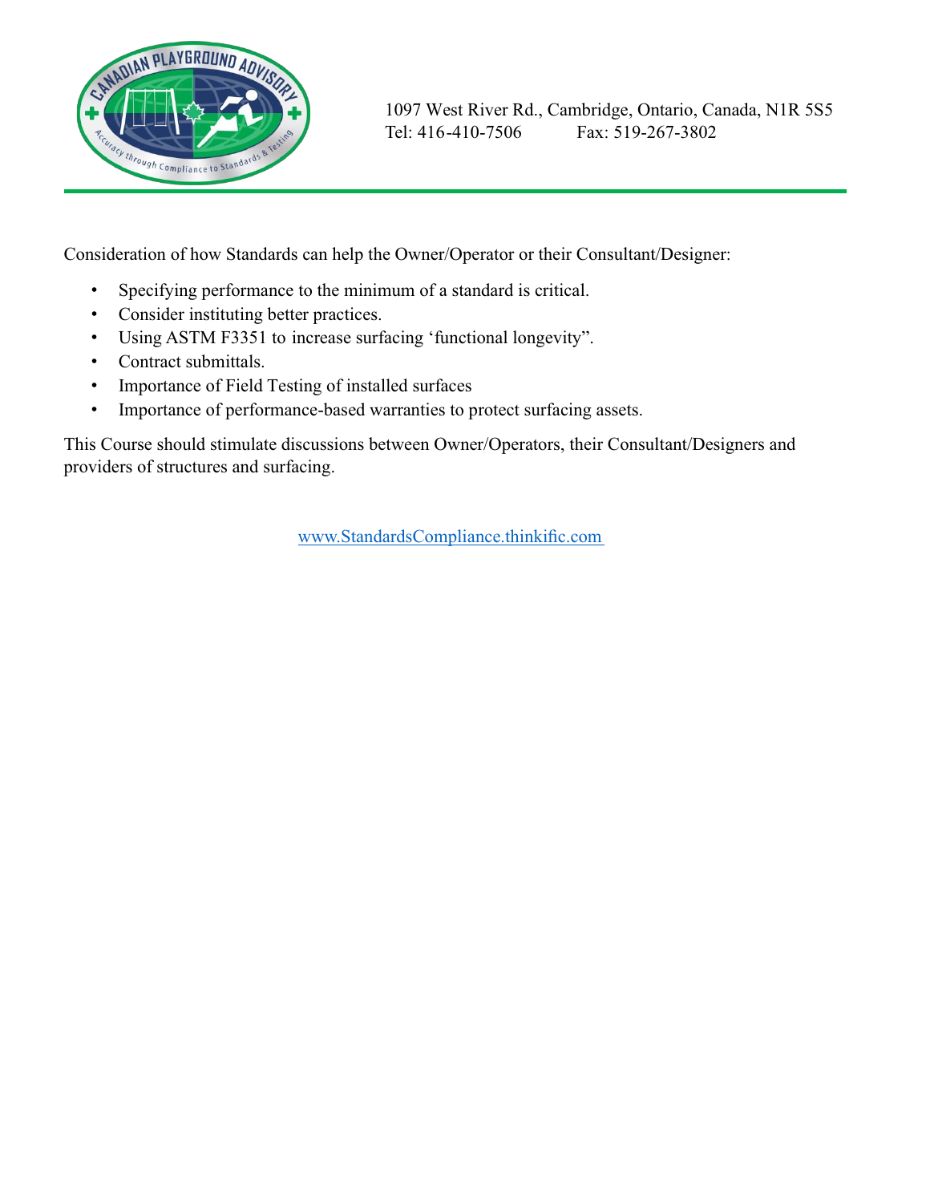1097 West River Rd., Cambridge, Ontario, Canada, N1R 5S5
Tel: 416-410-7506 Fax: 519-267-3802

Consideration of how Standards can help the Owner/Operator or their Consultant/Designer:

- Specifying performance to the minimum of a standard is critical.
- Consider instituting better practices.
- Using ASTM F3351 to increase surfacing ‘functional longevity”.
- Contract submittals.
- Importance of Field Testing of installed surfaces
- Importance of performance-based warranties to protect surfacing assets.

This Course should stimulate discussions between Owner/Operators, their Consultant/Designers and providers of structures and surfacing.

www.StandardsCompliance.thinkific.com